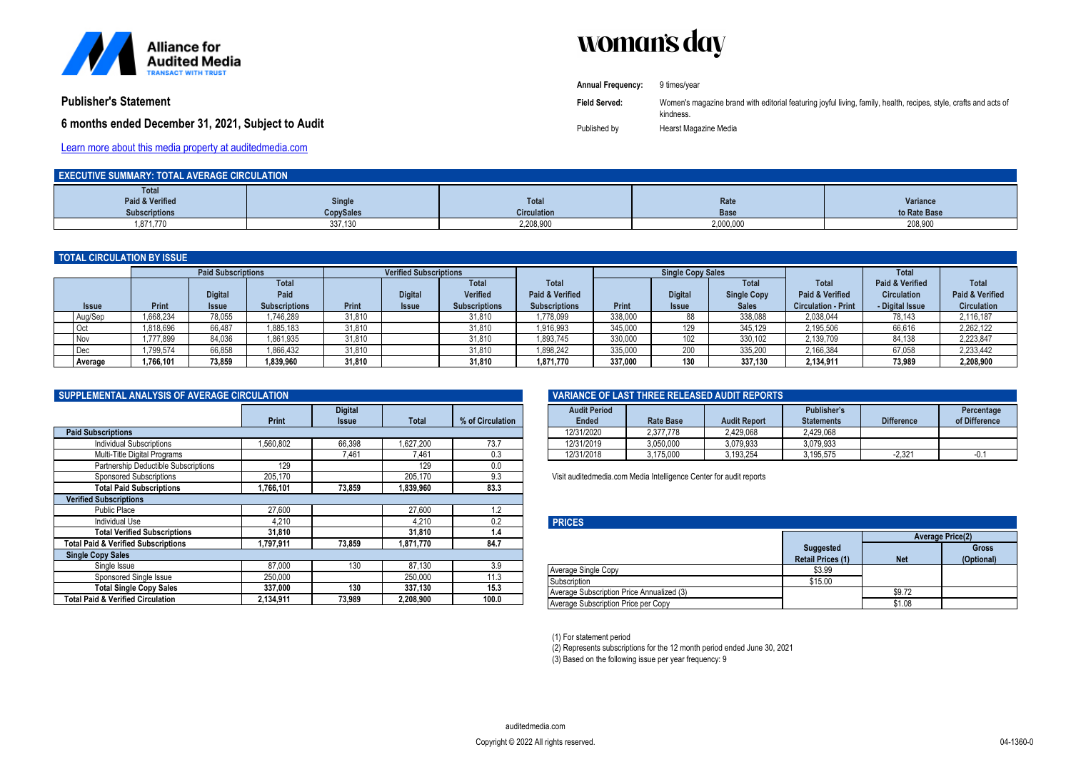Alliance for Audited Media
TRANSACT WITH TRUST

# woman's day

**Publisher's Statement**

**6 months ended December 31, 2021, Subject to Audit**

Learn more about this media property at auditedmedia.com

**Annual Frequency:** 9 times/year

**Field Served:** Women's magazine brand with editorial featuring joyful living, family, health, recipes, style, crafts and acts of kindness.

Published by Hearst Magazine Media

## EXECUTIVE SUMMARY: TOTAL AVERAGE CIRCULATION

| Total Paid & Verified Subscriptions | Single CopySales | Total Circulation | Rate Base | Variance to Rate Base |
|---|---|---|---|---|
| 1,871,770 | 337,130 | 2,208,900 | 2,000,000 | 208,900 |

## TOTAL CIRCULATION BY ISSUE

| | Paid Subscriptions | | | Verified Subscriptions | | | | Single Copy Sales | | | | | |
|---|---|---|---|---|---|---|---|---|---|---|---|---|---|
| Issue | Print | Digital Issue | Total Paid Subscriptions | Print | Digital Issue | Total Verified Subscriptions | Total Paid & Verified Subscriptions | Print | Digital Issue | Total Single Copy Sales | Total Paid & Verified Circulation - Print | Total Paid & Verified Circulation - Digital Issue | Total Paid & Verified Circulation |
| Aug/Sep | 1,668,234 | 78,055 | 1,746,289 | 31,810 | | 31,810 | 1,778,099 | 338,000 | 88 | 338,088 | 2,038,044 | 78,143 | 2,116,187 |
| Oct | 1,818,696 | 66,487 | 1,885,183 | 31,810 | | 31,810 | 1,916,993 | 345,000 | 129 | 345,129 | 2,195,506 | 66,616 | 2,262,122 |
| Nov | 1,777,899 | 84,036 | 1,861,935 | 31,810 | | 31,810 | 1,893,745 | 330,000 | 102 | 330,102 | 2,139,709 | 84,138 | 2,223,847 |
| Dec | 1,799,574 | 66,858 | 1,866,432 | 31,810 | | 31,810 | 1,898,242 | 335,000 | 200 | 335,200 | 2,166,384 | 67,058 | 2,233,442 |
| **Average** | **1,766,101** | **73,859** | **1,839,960** | **31,810** | | **31,810** | **1,871,770** | **337,000** | **130** | **337,130** | **2,134,911** | **73,989** | **2,208,900** |

## SUPPLEMENTAL ANALYSIS OF AVERAGE CIRCULATION

| | Print | Digital Issue | Total | % of Circulation |
|---|---|---|---|---|
| **Paid Subscriptions** | | | | |
| Individual Subscriptions | 1,560,802 | 66,398 | 1,627,200 | 73.7 |
| Multi-Title Digital Programs | | 7,461 | 7,461 | 0.3 |
| Partnership Deductible Subscriptions | 129 | | 129 | 0.0 |
| Sponsored Subscriptions | 205,170 | | 205,170 | 9.3 |
| **Total Paid Subscriptions** | **1,766,101** | **73,859** | **1,839,960** | **83.3** |
| **Verified Subscriptions** | | | | |
| Public Place | 27,600 | | 27,600 | 1.2 |
| Individual Use | 4,210 | | 4,210 | 0.2 |
| **Total Verified Subscriptions** | **31,810** | | **31,810** | **1.4** |
| **Total Paid & Verified Subscriptions** | **1,797,911** | **73,859** | **1,871,770** | **84.7** |
| **Single Copy Sales** | | | | |
| Single Issue | 87,000 | 130 | 87,130 | 3.9 |
| Sponsored Single Issue | 250,000 | | 250,000 | 11.3 |
| **Total Single Copy Sales** | **337,000** | **130** | **337,130** | **15.3** |
| **Total Paid & Verified Circulation** | **2,134,911** | **73,989** | **2,208,900** | **100.0** |

## VARIANCE OF LAST THREE RELEASED AUDIT REPORTS

| Audit Period Ended | Rate Base | Audit Report | Publisher's Statements | Difference | Percentage of Difference |
|---|---|---|---|---|---|
| 12/31/2020 | 2,377,778 | 2,429,068 | 2,429,068 | | |
| 12/31/2019 | 3,050,000 | 3,079,933 | 3,079,933 | | |
| 12/31/2018 | 3,175,000 | 3,193,254 | 3,195,575 | -2,321 | -0.1 |

Visit auditedmedia.com Media Intelligence Center for audit reports

## PRICES

| | Suggested Retail Prices (1) | Average Price(2) Net | Average Price(2) Gross (Optional) |
|---|---|---|---|
| Average Single Copy | $3.99 | | |
| Subscription | $15.00 | | |
| Average Subscription Price Annualized (3) | | $9.72 | |
| Average Subscription Price per Copy | | $1.08 | |

(1) For statement period

(2) Represents subscriptions for the 12 month period ended June 30, 2021

(3) Based on the following issue per year frequency: 9

auditedmedia.com

Copyright © 2022 All rights reserved.

04-1360-0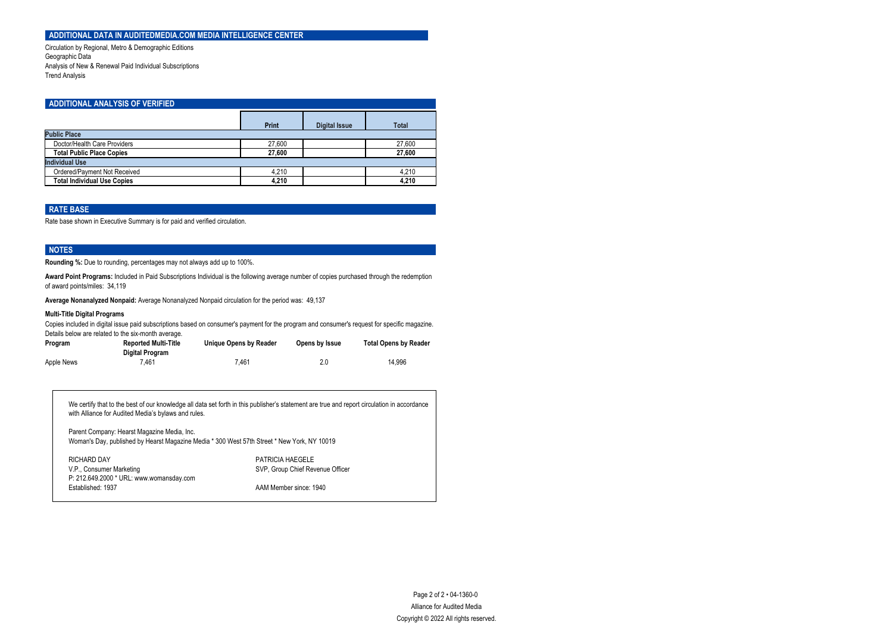## ADDITIONAL DATA IN AUDITEDMEDIA.COM MEDIA INTELLIGENCE CENTER

Circulation by Regional, Metro & Demographic Editions
Geographic Data
Analysis of New & Renewal Paid Individual Subscriptions
Trend Analysis

## ADDITIONAL ANALYSIS OF VERIFIED

| | Print | Digital Issue | Total |
|---|---|---|---|
| **Public Place** | | | |
| Doctor/Health Care Providers | 27,600 | | 27,600 |
| **Total Public Place Copies** | **27,600** | | **27,600** |
| **Individual Use** | | | |
| Ordered/Payment Not Received | 4,210 | | 4,210 |
| **Total Individual Use Copies** | **4,210** | | **4,210** |

## RATE BASE

Rate base shown in Executive Summary is for paid and verified circulation.

## NOTES

**Rounding %:** Due to rounding, percentages may not always add up to 100%.

**Award Point Programs:** Included in Paid Subscriptions Individual is the following average number of copies purchased through the redemption of award points/miles: 34,119

**Average Nonanalyzed Nonpaid:** Average Nonanalyzed Nonpaid circulation for the period was: 49,137

**Multi-Title Digital Programs**

Copies included in digital issue paid subscriptions based on consumer's payment for the program and consumer's request for specific magazine. Details below are related to the six-month average.

| Program | Reported Multi-Title Digital Program | Unique Opens by Reader | Opens by Issue | Total Opens by Reader |
|---|---|---|---|---|
| Apple News | 7,461 | 7,461 | 2.0 | 14,996 |

We certify that to the best of our knowledge all data set forth in this publisher's statement are true and report circulation in accordance with Alliance for Audited Media's bylaws and rules.

Parent Company: Hearst Magazine Media, Inc.
Woman's Day, published by Hearst Magazine Media * 300 West 57th Street * New York, NY 10019

RICHARD DAY
V.P., Consumer Marketing
P: 212.649.2000 * URL: www.womansday.com
Established: 1937

PATRICIA HAEGELE
SVP, Group Chief Revenue Officer

AAM Member since: 1940

04-1360-0
Alliance for Audited Media
Copyright © 2022 All rights reserved.